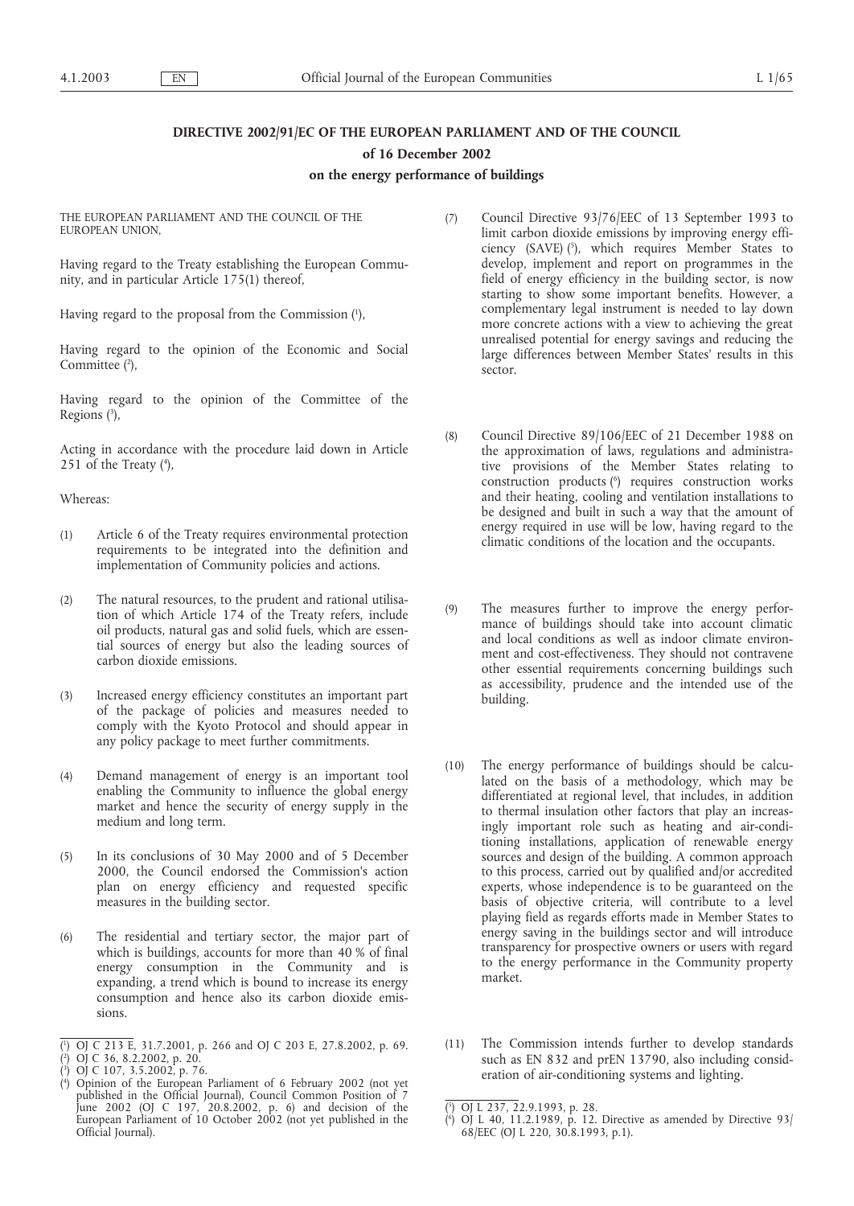# DIRECTIVE 2002/91/EC OF THE EUROPEAN PARLIAMENT AND OF THE COUNCIL

## of 16 December 2002

## on the energy performance of buildings

THE EUROPEAN PARLIAMENT AND THE COUNCIL OF THE EUROPEAN UNION,

Having regard to the Treaty establishing the European Community, and in particular Article 175(1) thereof,

Having regard to the proposal from the Commission [1],

Having regard to the opinion of the Economic and Social Committee [2],

Having regard to the opinion of the Committee of the Regions [3],

Acting in accordance with the procedure laid down in Article 251 of the Treaty [4],

Whereas:

(1) Article 6 of the Treaty requires environmental protection requirements to be integrated into the definition and implementation of Community policies and actions.

(2) The natural resources, to the prudent and rational utilisation of which Article 174 of the Treaty refers, include oil products, natural gas and solid fuels, which are essential sources of energy but also the leading sources of carbon dioxide emissions.

(3) Increased energy efficiency constitutes an important part of the package of policies and measures needed to comply with the Kyoto Protocol and should appear in any policy package to meet further commitments.

(4) Demand management of energy is an important tool enabling the Community to influence the global energy market and hence the security of energy supply in the medium and long term.

(5) In its conclusions of 30 May 2000 and of 5 December 2000, the Council endorsed the Commission's action plan on energy efficiency and requested specific measures in the building sector.

(6) The residential and tertiary sector, the major part of which is buildings, accounts for more than 40 % of final energy consumption in the Community and is expanding, a trend which is bound to increase its energy consumption and hence also its carbon dioxide emissions.

(7) Council Directive 93/76/EEC of 13 September 1993 to limit carbon dioxide emissions by improving energy efficiency (SAVE) [5], which requires Member States to develop, implement and report on programmes in the field of energy efficiency in the building sector, is now starting to show some important benefits. However, a complementary legal instrument is needed to lay down more concrete actions with a view to achieving the great unrealised potential for energy savings and reducing the large differences between Member States' results in this sector.

(8) Council Directive 89/106/EEC of 21 December 1988 on the approximation of laws, regulations and administrative provisions of the Member States relating to construction products [6] requires construction works and their heating, cooling and ventilation installations to be designed and built in such a way that the amount of energy required in use will be low, having regard to the climatic conditions of the location and the occupants.

(9) The measures further to improve the energy performance of buildings should take into account climatic and local conditions as well as indoor climate environment and cost-effectiveness. They should not contravene other essential requirements concerning buildings such as accessibility, prudence and the intended use of the building.

(10) The energy performance of buildings should be calculated on the basis of a methodology, which may be differentiated at regional level, that includes, in addition to thermal insulation other factors that play an increasingly important role such as heating and air-conditioning installations, application of renewable energy sources and design of the building. A common approach to this process, carried out by qualified and/or accredited experts, whose independence is to be guaranteed on the basis of objective criteria, will contribute to a level playing field as regards efforts made in Member States to energy saving in the buildings sector and will introduce transparency for prospective owners or users with regard to the energy performance in the Community property market.

(11) The Commission intends further to develop standards such as EN 832 and prEN 13790, also including consideration of air-conditioning systems and lighting.

---

[1] OJ C 213 E, 31.7.2001, p. 266 and OJ C 203 E, 27.8.2002, p. 69.

[2] OJ C 36, 8.2.2002, p. 20.

[3] OJ C 107, 3.5.2002, p. 76.

[4] Opinion of the European Parliament of 6 February 2002 (not yet published in the Official Journal), Council Common Position of 7 June 2002 (OJ C 197, 20.8.2002, p. 6) and decision of the European Parliament of 10 October 2002 (not yet published in the Official Journal).

[5] OJ L 237, 22.9.1993, p. 28.

[6] OJ L 40, 11.2.1989, p. 12. Directive as amended by Directive 93/68/EEC (OJ L 220, 30.8.1993, p.1).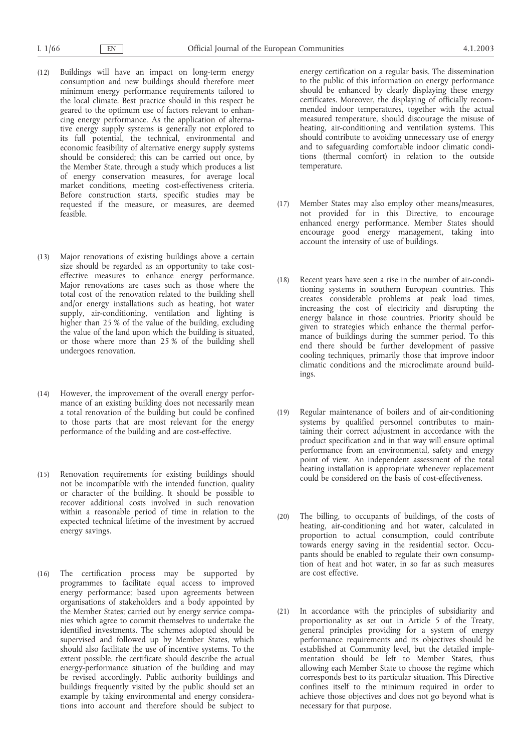(12) Buildings will have an impact on long-term energy consumption and new buildings should therefore meet minimum energy performance requirements tailored to the local climate. Best practice should in this respect be geared to the optimum use of factors relevant to enhancing energy performance. As the application of alternative energy supply systems is generally not explored to its full potential, the technical, environmental and economic feasibility of alternative energy supply systems should be considered; this can be carried out once, by the Member State, through a study which produces a list of energy conservation measures, for average local market conditions, meeting cost-effectiveness criteria. Before construction starts, specific studies may be requested if the measure, or measures, are deemed feasible.

(13) Major renovations of existing buildings above a certain size should be regarded as an opportunity to take cost-effective measures to enhance energy performance. Major renovations are cases such as those where the total cost of the renovation related to the building shell and/or energy installations such as heating, hot water supply, air-conditioning, ventilation and lighting is higher than 25 % of the value of the building, excluding the value of the land upon which the building is situated, or those where more than 25 % of the building shell undergoes renovation.

(14) However, the improvement of the overall energy performance of an existing building does not necessarily mean a total renovation of the building but could be confined to those parts that are most relevant for the energy performance of the building and are cost-effective.

(15) Renovation requirements for existing buildings should not be incompatible with the intended function, quality or character of the building. It should be possible to recover additional costs involved in such renovation within a reasonable period of time in relation to the expected technical lifetime of the investment by accrued energy savings.

(16) The certification process may be supported by programmes to facilitate equal access to improved energy performance; based upon agreements between organisations of stakeholders and a body appointed by the Member States; carried out by energy service companies which agree to commit themselves to undertake the identified investments. The schemes adopted should be supervised and followed up by Member States, which should also facilitate the use of incentive systems. To the extent possible, the certificate should describe the actual energy-performance situation of the building and may be revised accordingly. Public authority buildings and buildings frequently visited by the public should set an example by taking environmental and energy considerations into account and therefore should be subject to energy certification on a regular basis. The dissemination to the public of this information on energy performance should be enhanced by clearly displaying these energy certificates. Moreover, the displaying of officially recommended indoor temperatures, together with the actual measured temperature, should discourage the misuse of heating, air-conditioning and ventilation systems. This should contribute to avoiding unnecessary use of energy and to safeguarding comfortable indoor climatic conditions (thermal comfort) in relation to the outside temperature.

(17) Member States may also employ other means/measures, not provided for in this Directive, to encourage enhanced energy performance. Member States should encourage good energy management, taking into account the intensity of use of buildings.

(18) Recent years have seen a rise in the number of air-conditioning systems in southern European countries. This creates considerable problems at peak load times, increasing the cost of electricity and disrupting the energy balance in those countries. Priority should be given to strategies which enhance the thermal performance of buildings during the summer period. To this end there should be further development of passive cooling techniques, primarily those that improve indoor climatic conditions and the microclimate around buildings.

(19) Regular maintenance of boilers and of air-conditioning systems by qualified personnel contributes to maintaining their correct adjustment in accordance with the product specification and in that way will ensure optimal performance from an environmental, safety and energy point of view. An independent assessment of the total heating installation is appropriate whenever replacement could be considered on the basis of cost-effectiveness.

(20) The billing, to occupants of buildings, of the costs of heating, air-conditioning and hot water, calculated in proportion to actual consumption, could contribute towards energy saving in the residential sector. Occupants should be enabled to regulate their own consumption of heat and hot water, in so far as such measures are cost effective.

(21) In accordance with the principles of subsidiarity and proportionality as set out in Article 5 of the Treaty, general principles providing for a system of energy performance requirements and its objectives should be established at Community level, but the detailed implementation should be left to Member States, thus allowing each Member State to choose the regime which corresponds best to its particular situation. This Directive confines itself to the minimum required in order to achieve those objectives and does not go beyond what is necessary for that purpose.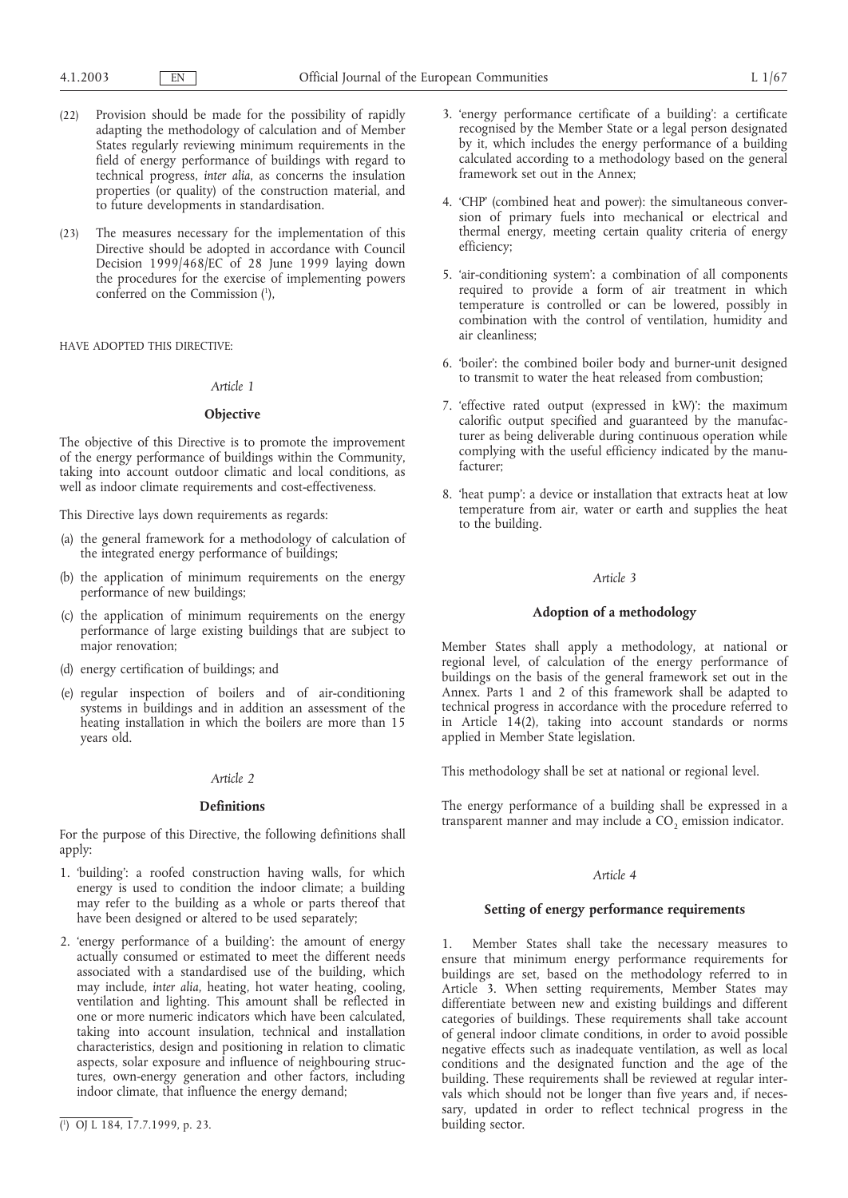(22) Provision should be made for the possibility of rapidly adapting the methodology of calculation and of Member States regularly reviewing minimum requirements in the field of energy performance of buildings with regard to technical progress, *inter alia*, as concerns the insulation properties (or quality) of the construction material, and to future developments in standardisation.

(23) The measures necessary for the implementation of this Directive should be adopted in accordance with Council Decision 1999/468/EC of 28 June 1999 laying down the procedures for the exercise of implementing powers conferred on the Commission [1],

HAVE ADOPTED THIS DIRECTIVE:

*Article 1*

**Objective**

The objective of this Directive is to promote the improvement of the energy performance of buildings within the Community, taking into account outdoor climatic and local conditions, as well as indoor climate requirements and cost-effectiveness.

This Directive lays down requirements as regards:

(a) the general framework for a methodology of calculation of the integrated energy performance of buildings;

(b) the application of minimum requirements on the energy performance of new buildings;

(c) the application of minimum requirements on the energy performance of large existing buildings that are subject to major renovation;

(d) energy certification of buildings; and

(e) regular inspection of boilers and of air-conditioning systems in buildings and in addition an assessment of the heating installation in which the boilers are more than 15 years old.

*Article 2*

**Definitions**

For the purpose of this Directive, the following definitions shall apply:

1. 'building': a roofed construction having walls, for which energy is used to condition the indoor climate; a building may refer to the building as a whole or parts thereof that have been designed or altered to be used separately;

2. 'energy performance of a building': the amount of energy actually consumed or estimated to meet the different needs associated with a standardised use of the building, which may include, *inter alia*, heating, hot water heating, cooling, ventilation and lighting. This amount shall be reflected in one or more numeric indicators which have been calculated, taking into account insulation, technical and installation characteristics, design and positioning in relation to climatic aspects, solar exposure and influence of neighbouring structures, own-energy generation and other factors, including indoor climate, that influence the energy demand;

3. 'energy performance certificate of a building': a certificate recognised by the Member State or a legal person designated by it, which includes the energy performance of a building calculated according to a methodology based on the general framework set out in the Annex;

4. 'CHP' (combined heat and power): the simultaneous conversion of primary fuels into mechanical or electrical and thermal energy, meeting certain quality criteria of energy efficiency;

5. 'air-conditioning system': a combination of all components required to provide a form of air treatment in which temperature is controlled or can be lowered, possibly in combination with the control of ventilation, humidity and air cleanliness;

6. 'boiler': the combined boiler body and burner-unit designed to transmit to water the heat released from combustion;

7. 'effective rated output (expressed in kW)': the maximum calorific output specified and guaranteed by the manufacturer as being deliverable during continuous operation while complying with the useful efficiency indicated by the manufacturer;

8. 'heat pump': a device or installation that extracts heat at low temperature from air, water or earth and supplies the heat to the building.

*Article 3*

**Adoption of a methodology**

Member States shall apply a methodology, at national or regional level, of calculation of the energy performance of buildings on the basis of the general framework set out in the Annex. Parts 1 and 2 of this framework shall be adapted to technical progress in accordance with the procedure referred to in Article 14(2), taking into account standards or norms applied in Member State legislation.

This methodology shall be set at national or regional level.

The energy performance of a building shall be expressed in a transparent manner and may include a $CO_2$ emission indicator.

*Article 4*

**Setting of energy performance requirements**

1. Member States shall take the necessary measures to ensure that minimum energy performance requirements for buildings are set, based on the methodology referred to in Article 3. When setting requirements, Member States may differentiate between new and existing buildings and different categories of buildings. These requirements shall take account of general indoor climate conditions, in order to avoid possible negative effects such as inadequate ventilation, as well as local conditions and the designated function and the age of the building. These requirements shall be reviewed at regular intervals which should not be longer than five years and, if necessary, updated in order to reflect technical progress in the building sector.

[1] OJ L 184, 17.7.1999, p. 23.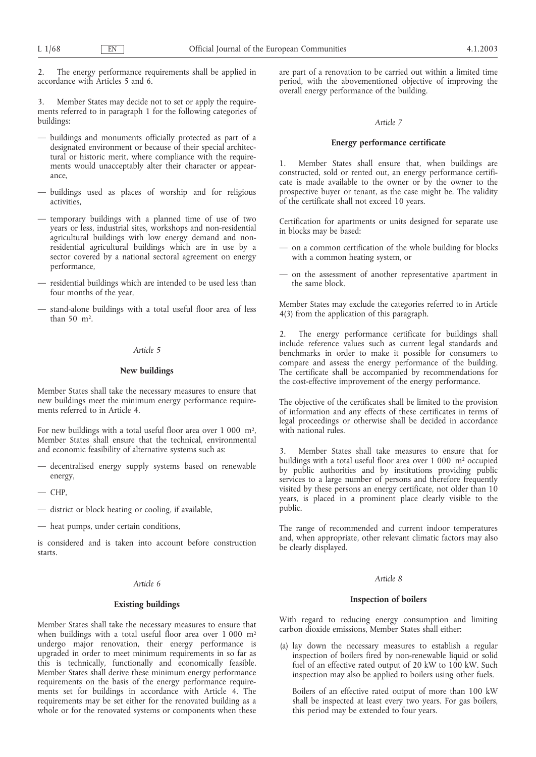2. The energy performance requirements shall be applied in accordance with Articles 5 and 6.

3. Member States may decide not to set or apply the requirements referred to in paragraph 1 for the following categories of buildings:

- buildings and monuments officially protected as part of a designated environment or because of their special architectural or historic merit, where compliance with the requirements would unacceptably alter their character or appearance,
- buildings used as places of worship and for religious activities,
- temporary buildings with a planned time of use of two years or less, industrial sites, workshops and non-residential agricultural buildings with low energy demand and non-residential agricultural buildings which are in use by a sector covered by a national sectoral agreement on energy performance,
- residential buildings which are intended to be used less than four months of the year,
- stand-alone buildings with a total useful floor area of less than 50 $m^2$.

*Article 5*

**New buildings**

Member States shall take the necessary measures to ensure that new buildings meet the minimum energy performance requirements referred to in Article 4.

For new buildings with a total useful floor area over 1 000 $m^2$, Member States shall ensure that the technical, environmental and economic feasibility of alternative systems such as:

- decentralised energy supply systems based on renewable energy,
- CHP,
- district or block heating or cooling, if available,
- heat pumps, under certain conditions,

is considered and is taken into account before construction starts.

*Article 6*

**Existing buildings**

Member States shall take the necessary measures to ensure that when buildings with a total useful floor area over 1 000 $m^2$ undergo major renovation, their energy performance is upgraded in order to meet minimum requirements in so far as this is technically, functionally and economically feasible. Member States shall derive these minimum energy performance requirements on the basis of the energy performance requirements set for buildings in accordance with Article 4. The requirements may be set either for the renovated building as a whole or for the renovated systems or components when these are part of a renovation to be carried out within a limited time period, with the abovementioned objective of improving the overall energy performance of the building.

*Article 7*

**Energy performance certificate**

1. Member States shall ensure that, when buildings are constructed, sold or rented out, an energy performance certificate is made available to the owner or by the owner to the prospective buyer or tenant, as the case might be. The validity of the certificate shall not exceed 10 years.

Certification for apartments or units designed for separate use in blocks may be based:

- on a common certification of the whole building for blocks with a common heating system, or
- on the assessment of another representative apartment in the same block.

Member States may exclude the categories referred to in Article 4(3) from the application of this paragraph.

2. The energy performance certificate for buildings shall include reference values such as current legal standards and benchmarks in order to make it possible for consumers to compare and assess the energy performance of the building. The certificate shall be accompanied by recommendations for the cost-effective improvement of the energy performance.

The objective of the certificates shall be limited to the provision of information and any effects of these certificates in terms of legal proceedings or otherwise shall be decided in accordance with national rules.

3. Member States shall take measures to ensure that for buildings with a total useful floor area over 1 000 $m^2$ occupied by public authorities and by institutions providing public services to a large number of persons and therefore frequently visited by these persons an energy certificate, not older than 10 years, is placed in a prominent place clearly visible to the public.

The range of recommended and current indoor temperatures and, when appropriate, other relevant climatic factors may also be clearly displayed.

*Article 8*

**Inspection of boilers**

With regard to reducing energy consumption and limiting carbon dioxide emissions, Member States shall either:

(a) lay down the necessary measures to establish a regular inspection of boilers fired by non-renewable liquid or solid fuel of an effective rated output of 20 kW to 100 kW. Such inspection may also be applied to boilers using other fuels.

   Boilers of an effective rated output of more than 100 kW shall be inspected at least every two years. For gas boilers, this period may be extended to four years.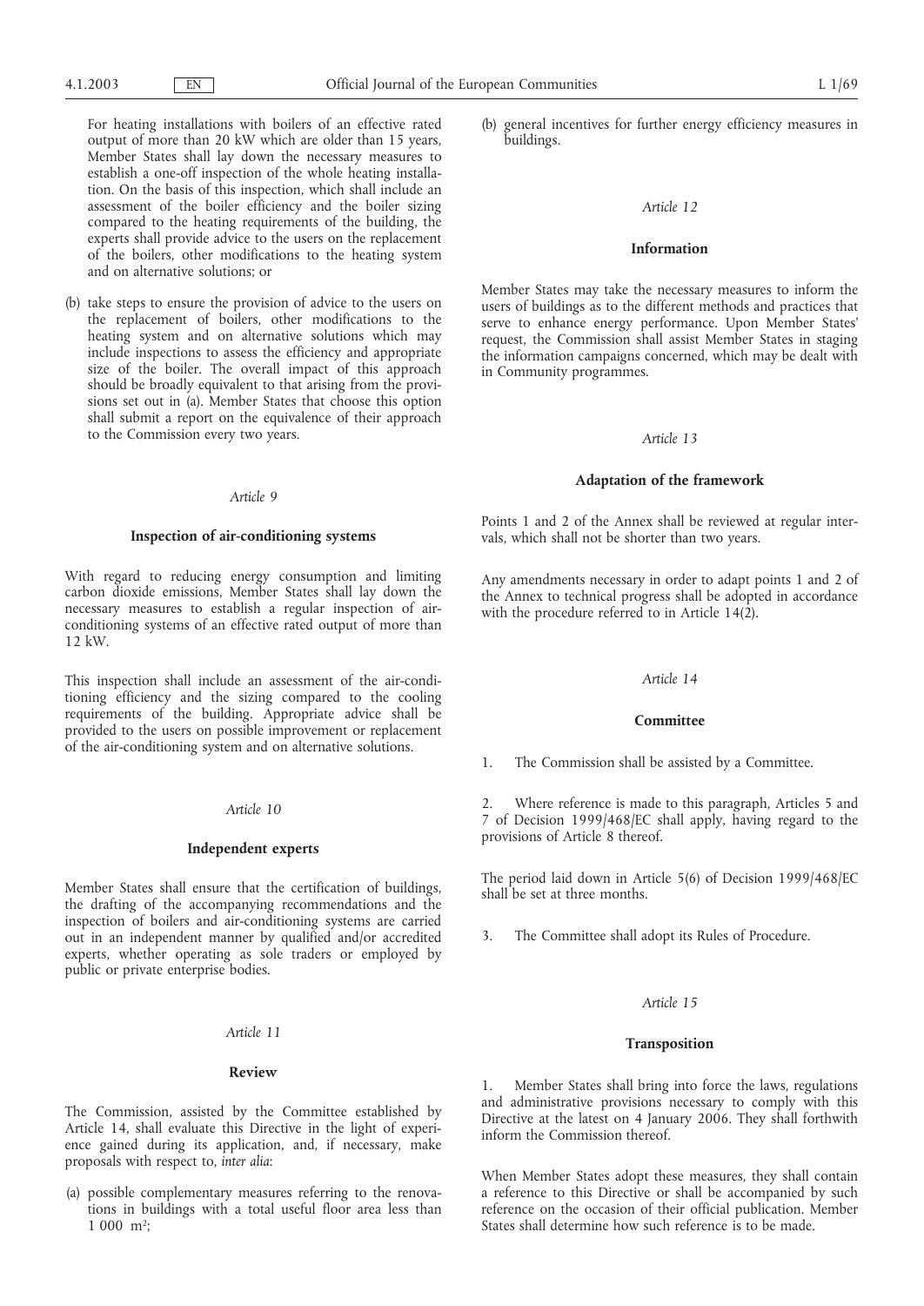For heating installations with boilers of an effective rated output of more than 20 kW which are older than 15 years, Member States shall lay down the necessary measures to establish a one-off inspection of the whole heating installation. On the basis of this inspection, which shall include an assessment of the boiler efficiency and the boiler sizing compared to the heating requirements of the building, the experts shall provide advice to the users on the replacement of the boilers, other modifications to the heating system and on alternative solutions; or

(b) take steps to ensure the provision of advice to the users on the replacement of boilers, other modifications to the heating system and on alternative solutions which may include inspections to assess the efficiency and appropriate size of the boiler. The overall impact of this approach should be broadly equivalent to that arising from the provisions set out in (a). Member States that choose this option shall submit a report on the equivalence of their approach to the Commission every two years.

*Article 9*

**Inspection of air-conditioning systems**

With regard to reducing energy consumption and limiting carbon dioxide emissions, Member States shall lay down the necessary measures to establish a regular inspection of air-conditioning systems of an effective rated output of more than 12 kW.

This inspection shall include an assessment of the air-conditioning efficiency and the sizing compared to the cooling requirements of the building. Appropriate advice shall be provided to the users on possible improvement or replacement of the air-conditioning system and on alternative solutions.

*Article 10*

**Independent experts**

Member States shall ensure that the certification of buildings, the drafting of the accompanying recommendations and the inspection of boilers and air-conditioning systems are carried out in an independent manner by qualified and/or accredited experts, whether operating as sole traders or employed by public or private enterprise bodies.

*Article 11*

**Review**

The Commission, assisted by the Committee established by Article 14, shall evaluate this Directive in the light of experience gained during its application, and, if necessary, make proposals with respect to, *inter alia*:

(a) possible complementary measures referring to the renovations in buildings with a total useful floor area less than 1 000 $m^2$;

(b) general incentives for further energy efficiency measures in buildings.

*Article 12*

**Information**

Member States may take the necessary measures to inform the users of buildings as to the different methods and practices that serve to enhance energy performance. Upon Member States' request, the Commission shall assist Member States in staging the information campaigns concerned, which may be dealt with in Community programmes.

*Article 13*

**Adaptation of the framework**

Points 1 and 2 of the Annex shall be reviewed at regular intervals, which shall not be shorter than two years.

Any amendments necessary in order to adapt points 1 and 2 of the Annex to technical progress shall be adopted in accordance with the procedure referred to in Article 14(2).

*Article 14*

**Committee**

1. The Commission shall be assisted by a Committee.

2. Where reference is made to this paragraph, Articles 5 and 7 of Decision 1999/468/EC shall apply, having regard to the provisions of Article 8 thereof.

The period laid down in Article 5(6) of Decision 1999/468/EC shall be set at three months.

3. The Committee shall adopt its Rules of Procedure.

*Article 15*

**Transposition**

1. Member States shall bring into force the laws, regulations and administrative provisions necessary to comply with this Directive at the latest on 4 January 2006. They shall forthwith inform the Commission thereof.

When Member States adopt these measures, they shall contain a reference to this Directive or shall be accompanied by such reference on the occasion of their official publication. Member States shall determine how such reference is to be made.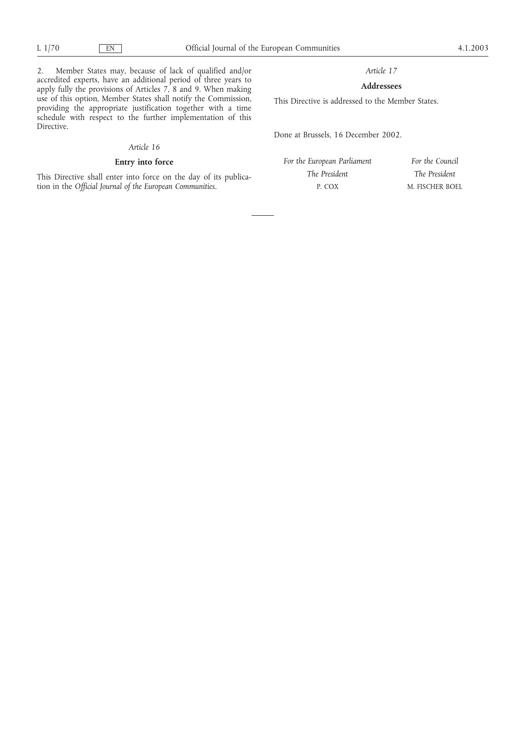2. Member States may, because of lack of qualified and/or accredited experts, have an additional period of three years to apply fully the provisions of Articles 7, 8 and 9. When making use of this option, Member States shall notify the Commission, providing the appropriate justification together with a time schedule with respect to the further implementation of this Directive.

*Article 16*

**Entry into force**

This Directive shall enter into force on the day of its publication in the *Official Journal of the European Communities*.

*Article 17*

**Addressees**

This Directive is addressed to the Member States.

Done at Brussels, 16 December 2002.

| *For the European Parliament* | *For the Council* |
|---|---|
| *The President* | *The President* |
| P. COX | M. FISCHER BOEL |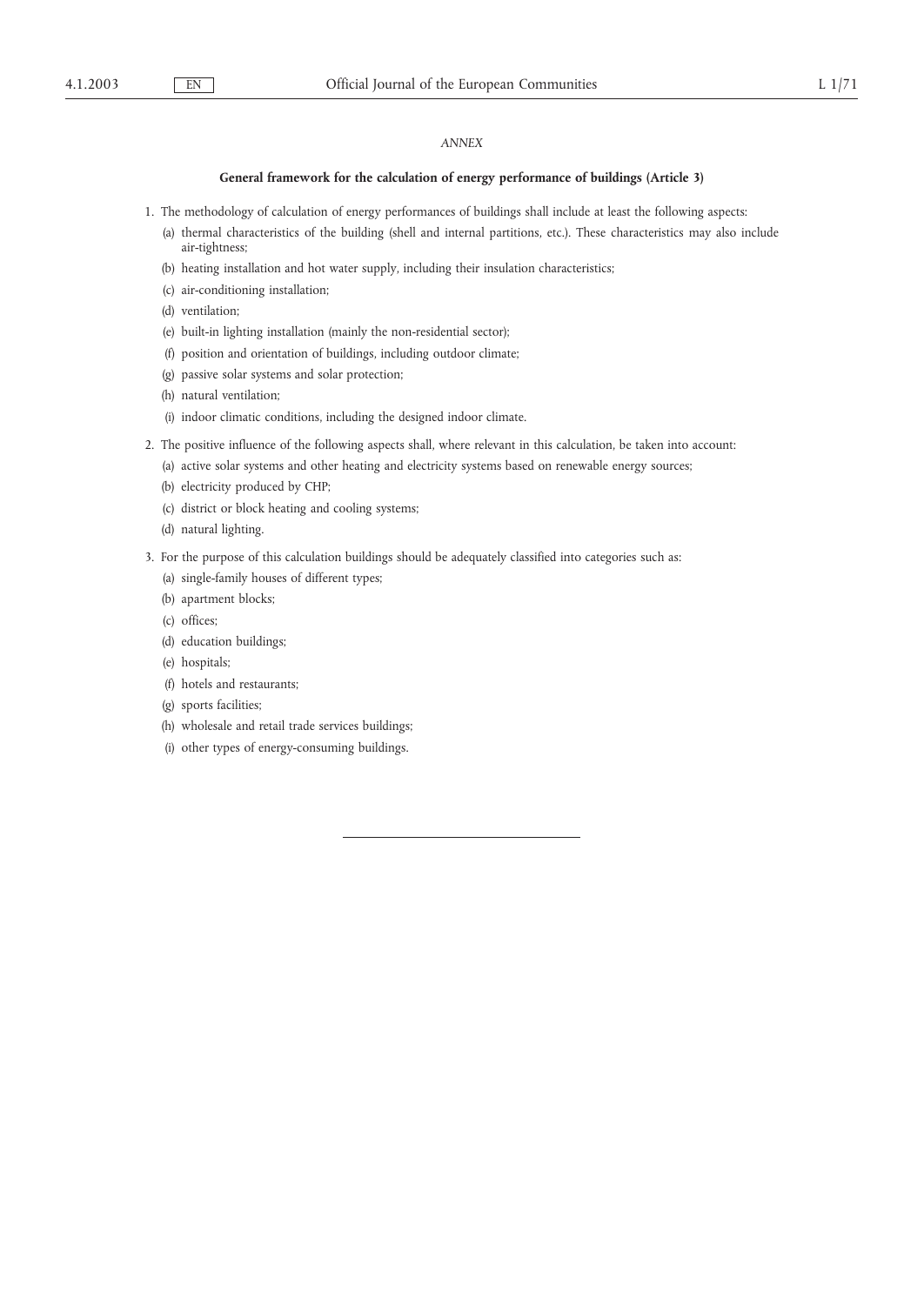*ANNEX*

**General framework for the calculation of energy performance of buildings (Article 3)**

1. The methodology of calculation of energy performances of buildings shall include at least the following aspects:

   (a) thermal characteristics of the building (shell and internal partitions, etc.). These characteristics may also include air-tightness;

   (b) heating installation and hot water supply, including their insulation characteristics;

   (c) air-conditioning installation;

   (d) ventilation;

   (e) built-in lighting installation (mainly the non-residential sector);

   (f) position and orientation of buildings, including outdoor climate;

   (g) passive solar systems and solar protection;

   (h) natural ventilation;

   (i) indoor climatic conditions, including the designed indoor climate.

2. The positive influence of the following aspects shall, where relevant in this calculation, be taken into account:

   (a) active solar systems and other heating and electricity systems based on renewable energy sources;

   (b) electricity produced by CHP;

   (c) district or block heating and cooling systems;

   (d) natural lighting.

3. For the purpose of this calculation buildings should be adequately classified into categories such as:

   (a) single-family houses of different types;

   (b) apartment blocks;

   (c) offices;

   (d) education buildings;

   (e) hospitals;

   (f) hotels and restaurants;

   (g) sports facilities;

   (h) wholesale and retail trade services buildings;

   (i) other types of energy-consuming buildings.